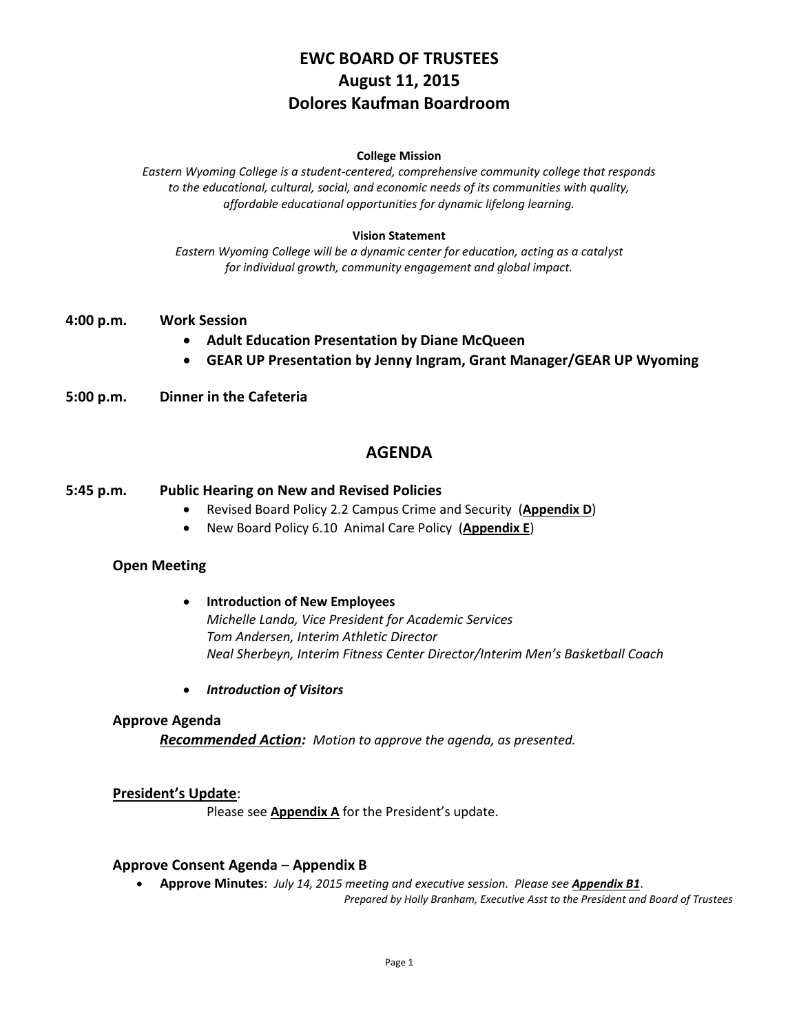# EWC BOARD OF TRUSTEES
# August 11, 2015
# Dolores Kaufman Boardroom

**College Mission**

*Eastern Wyoming College is a student-centered, comprehensive community college that responds to the educational, cultural, social, and economic needs of its communities with quality, affordable educational opportunities for dynamic lifelong learning.*

**Vision Statement**

*Eastern Wyoming College will be a dynamic center for education, acting as a catalyst for individual growth, community engagement and global impact.*

**4:00 p.m. Work Session**

- **Adult Education Presentation by Diane McQueen**
- **GEAR UP Presentation by Jenny Ingram, Grant Manager/GEAR UP Wyoming**

**5:00 p.m. Dinner in the Cafeteria**

## AGENDA

**5:45 p.m. Public Hearing on New and Revised Policies**

- Revised Board Policy 2.2 Campus Crime and Security (**Appendix D**)
- New Board Policy 6.10 Animal Care Policy (**Appendix E**)

### Open Meeting

- **Introduction of New Employees**
  *Michelle Landa, Vice President for Academic Services*
  *Tom Andersen, Interim Athletic Director*
  *Neal Sherbeyn, Interim Fitness Center Director/Interim Men's Basketball Coach*

- ***Introduction of Visitors***

### Approve Agenda

***Recommended Action:*** *Motion to approve the agenda, as presented.*

### President's Update:

Please see **Appendix A** for the President's update.

### Approve Consent Agenda – Appendix B

- **Approve Minutes**: *July 14, 2015 meeting and executive session. Please see **Appendix B1**.*
  *Prepared by Holly Branham, Executive Asst to the President and Board of Trustees*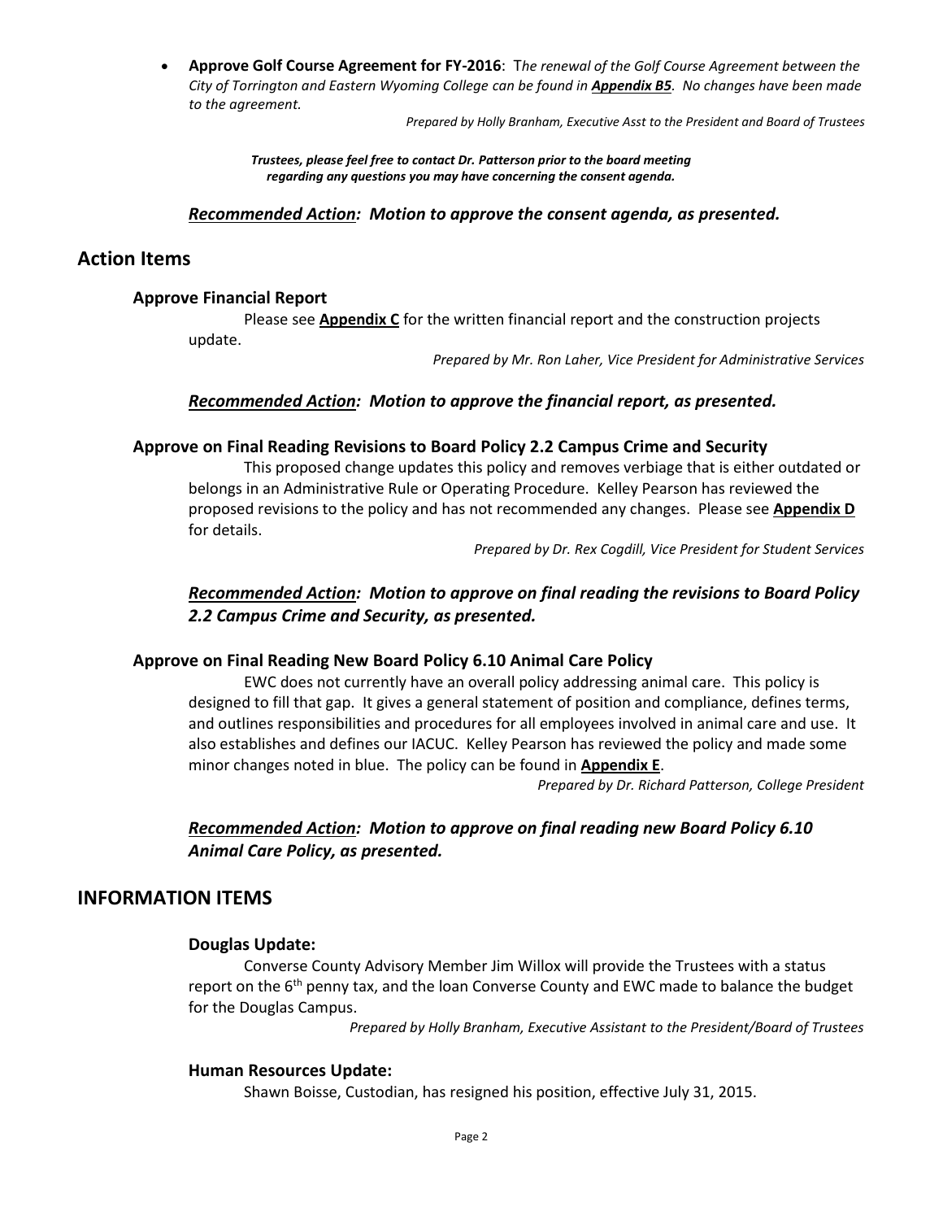- **Approve Golf Course Agreement for FY-2016**: T*he renewal of the Golf Course Agreement between the City of Torrington and Eastern Wyoming College can be found in* ***Appendix B5****. No changes have been made to the agreement.*

*Prepared by Holly Branham, Executive Asst to the President and Board of Trustees*

***Trustees, please feel free to contact Dr. Patterson prior to the board meeting regarding any questions you may have concerning the consent agenda.***

***Recommended Action**: Motion to approve the consent agenda, as presented.*

## Action Items

### Approve Financial Report

Please see **Appendix C** for the written financial report and the construction projects update.

*Prepared by Mr. Ron Laher, Vice President for Administrative Services*

***Recommended Action**: Motion to approve the financial report, as presented.*

### Approve on Final Reading Revisions to Board Policy 2.2 Campus Crime and Security

This proposed change updates this policy and removes verbiage that is either outdated or belongs in an Administrative Rule or Operating Procedure. Kelley Pearson has reviewed the proposed revisions to the policy and has not recommended any changes. Please see **Appendix D** for details.

*Prepared by Dr. Rex Cogdill, Vice President for Student Services*

***Recommended Action**: Motion to approve on final reading the revisions to Board Policy 2.2 Campus Crime and Security, as presented.*

### Approve on Final Reading New Board Policy 6.10 Animal Care Policy

EWC does not currently have an overall policy addressing animal care. This policy is designed to fill that gap. It gives a general statement of position and compliance, defines terms, and outlines responsibilities and procedures for all employees involved in animal care and use. It also establishes and defines our IACUC. Kelley Pearson has reviewed the policy and made some minor changes noted in blue. The policy can be found in **Appendix E**.

*Prepared by Dr. Richard Patterson, College President*

***Recommended Action**: Motion to approve on final reading new Board Policy 6.10 Animal Care Policy, as presented.*

## INFORMATION ITEMS

### Douglas Update:

Converse County Advisory Member Jim Willox will provide the Trustees with a status report on the 6th penny tax, and the loan Converse County and EWC made to balance the budget for the Douglas Campus.

*Prepared by Holly Branham, Executive Assistant to the President/Board of Trustees*

### Human Resources Update:

Shawn Boisse, Custodian, has resigned his position, effective July 31, 2015.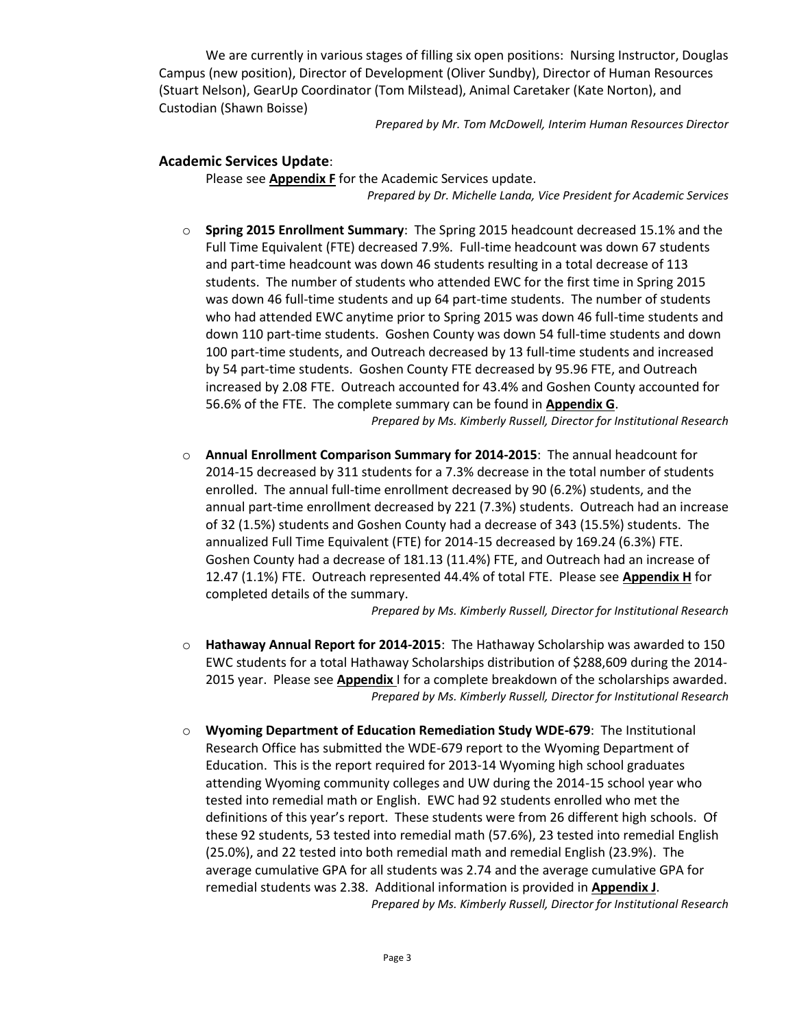We are currently in various stages of filling six open positions: Nursing Instructor, Douglas Campus (new position), Director of Development (Oliver Sundby), Director of Human Resources (Stuart Nelson), GearUp Coordinator (Tom Milstead), Animal Caretaker (Kate Norton), and Custodian (Shawn Boisse)

*Prepared by Mr. Tom McDowell, Interim Human Resources Director*

## Academic Services Update:

Please see **Appendix F** for the Academic Services update.

*Prepared by Dr. Michelle Landa, Vice President for Academic Services*

- **Spring 2015 Enrollment Summary**: The Spring 2015 headcount decreased 15.1% and the Full Time Equivalent (FTE) decreased 7.9%. Full-time headcount was down 67 students and part-time headcount was down 46 students resulting in a total decrease of 113 students. The number of students who attended EWC for the first time in Spring 2015 was down 46 full-time students and up 64 part-time students. The number of students who had attended EWC anytime prior to Spring 2015 was down 46 full-time students and down 110 part-time students. Goshen County was down 54 full-time students and down 100 part-time students, and Outreach decreased by 13 full-time students and increased by 54 part-time students. Goshen County FTE decreased by 95.96 FTE, and Outreach increased by 2.08 FTE. Outreach accounted for 43.4% and Goshen County accounted for 56.6% of the FTE. The complete summary can be found in **Appendix G**.

  *Prepared by Ms. Kimberly Russell, Director for Institutional Research*

- **Annual Enrollment Comparison Summary for 2014-2015**: The annual headcount for 2014-15 decreased by 311 students for a 7.3% decrease in the total number of students enrolled. The annual full-time enrollment decreased by 90 (6.2%) students, and the annual part-time enrollment decreased by 221 (7.3%) students. Outreach had an increase of 32 (1.5%) students and Goshen County had a decrease of 343 (15.5%) students. The annualized Full Time Equivalent (FTE) for 2014-15 decreased by 169.24 (6.3%) FTE. Goshen County had a decrease of 181.13 (11.4%) FTE, and Outreach had an increase of 12.47 (1.1%) FTE. Outreach represented 44.4% of total FTE. Please see **Appendix H** for completed details of the summary.

  *Prepared by Ms. Kimberly Russell, Director for Institutional Research*

- **Hathaway Annual Report for 2014-2015**: The Hathaway Scholarship was awarded to 150 EWC students for a total Hathaway Scholarships distribution of $288,609 during the 2014-2015 year. Please see **Appendix** I for a complete breakdown of the scholarships awarded.

  *Prepared by Ms. Kimberly Russell, Director for Institutional Research*

- **Wyoming Department of Education Remediation Study WDE-679**: The Institutional Research Office has submitted the WDE-679 report to the Wyoming Department of Education. This is the report required for 2013-14 Wyoming high school graduates attending Wyoming community colleges and UW during the 2014-15 school year who tested into remedial math or English. EWC had 92 students enrolled who met the definitions of this year's report. These students were from 26 different high schools. Of these 92 students, 53 tested into remedial math (57.6%), 23 tested into remedial English (25.0%), and 22 tested into both remedial math and remedial English (23.9%). The average cumulative GPA for all students was 2.74 and the average cumulative GPA for remedial students was 2.38. Additional information is provided in **Appendix J**.

  *Prepared by Ms. Kimberly Russell, Director for Institutional Research*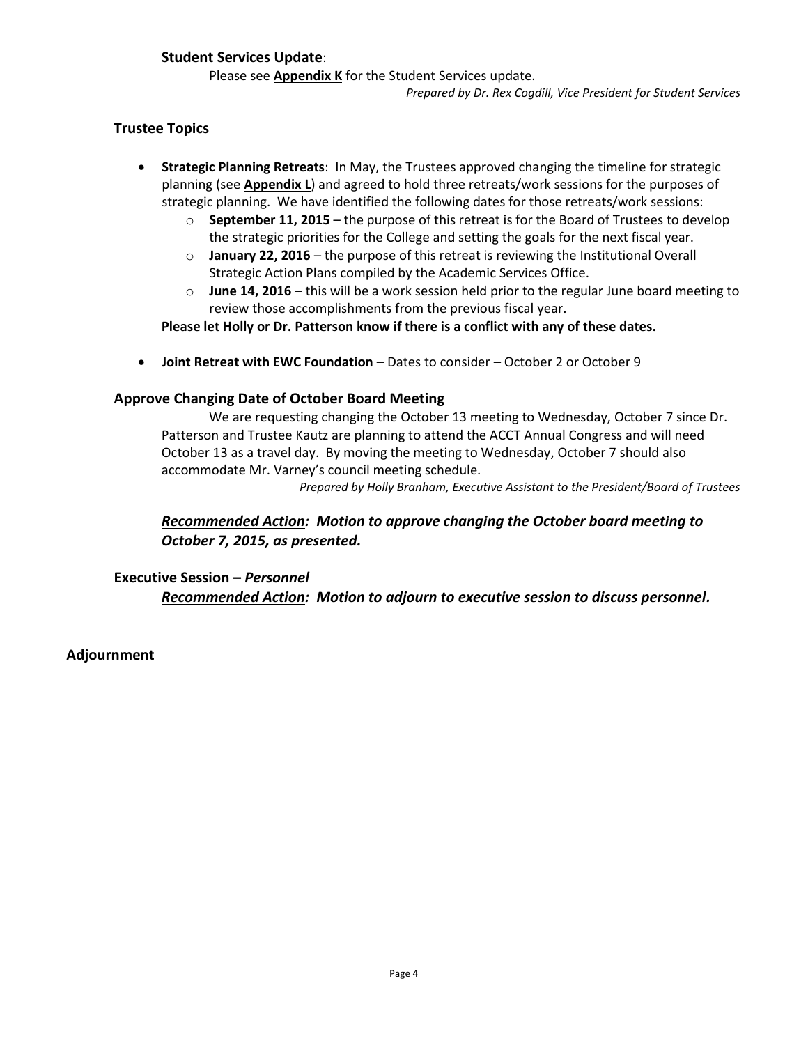### **Student Services Update**:

Please see **Appendix K** for the Student Services update.

*Prepared by Dr. Rex Cogdill, Vice President for Student Services*

## **Trustee Topics**

- **Strategic Planning Retreats**: In May, the Trustees approved changing the timeline for strategic planning (see **Appendix L**) and agreed to hold three retreats/work sessions for the purposes of strategic planning. We have identified the following dates for those retreats/work sessions:
  - **September 11, 2015** – the purpose of this retreat is for the Board of Trustees to develop the strategic priorities for the College and setting the goals for the next fiscal year.
  - **January 22, 2016** – the purpose of this retreat is reviewing the Institutional Overall Strategic Action Plans compiled by the Academic Services Office.
  - **June 14, 2016** – this will be a work session held prior to the regular June board meeting to review those accomplishments from the previous fiscal year.

  **Please let Holly or Dr. Patterson know if there is a conflict with any of these dates.**

- **Joint Retreat with EWC Foundation** – Dates to consider – October 2 or October 9

## **Approve Changing Date of October Board Meeting**

We are requesting changing the October 13 meeting to Wednesday, October 7 since Dr. Patterson and Trustee Kautz are planning to attend the ACCT Annual Congress and will need October 13 as a travel day. By moving the meeting to Wednesday, October 7 should also accommodate Mr. Varney's council meeting schedule.

*Prepared by Holly Branham, Executive Assistant to the President/Board of Trustees*

***Recommended Action:* *Motion to approve changing the October board meeting to October 7, 2015, as presented.***

## **Executive Session –** ***Personnel***

***Recommended Action:* *Motion to adjourn to executive session to discuss personnel.***

## **Adjournment**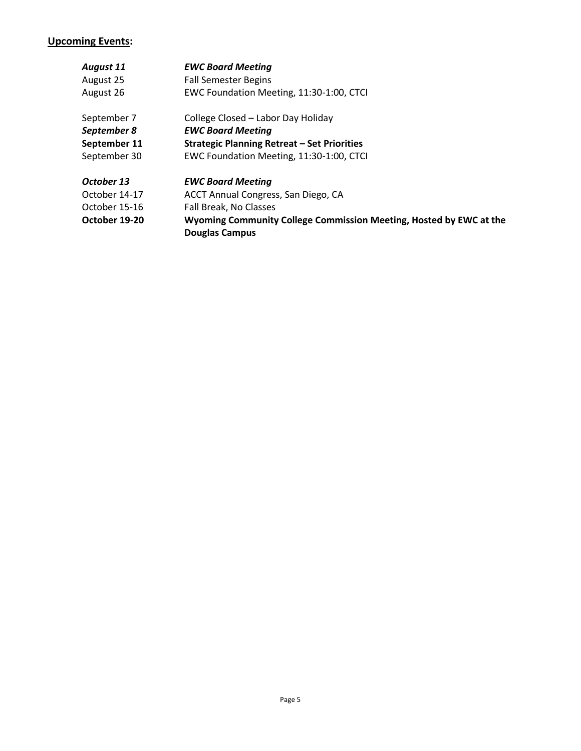**<u>Upcoming Events</u>:**

| | |
|---|---|
| ***August 11*** | ***EWC Board Meeting*** |
| August 25 | Fall Semester Begins |
| August 26 | EWC Foundation Meeting, 11:30-1:00, CTCI |
| September 7 | College Closed – Labor Day Holiday |
| ***September 8*** | ***EWC Board Meeting*** |
| **September 11** | **Strategic Planning Retreat – Set Priorities** |
| September 30 | EWC Foundation Meeting, 11:30-1:00, CTCI |
| ***October 13*** | ***EWC Board Meeting*** |
| October 14-17 | ACCT Annual Congress, San Diego, CA |
| October 15-16 | Fall Break, No Classes |
| **October 19-20** | **Wyoming Community College Commission Meeting, Hosted by EWC at the Douglas Campus** |